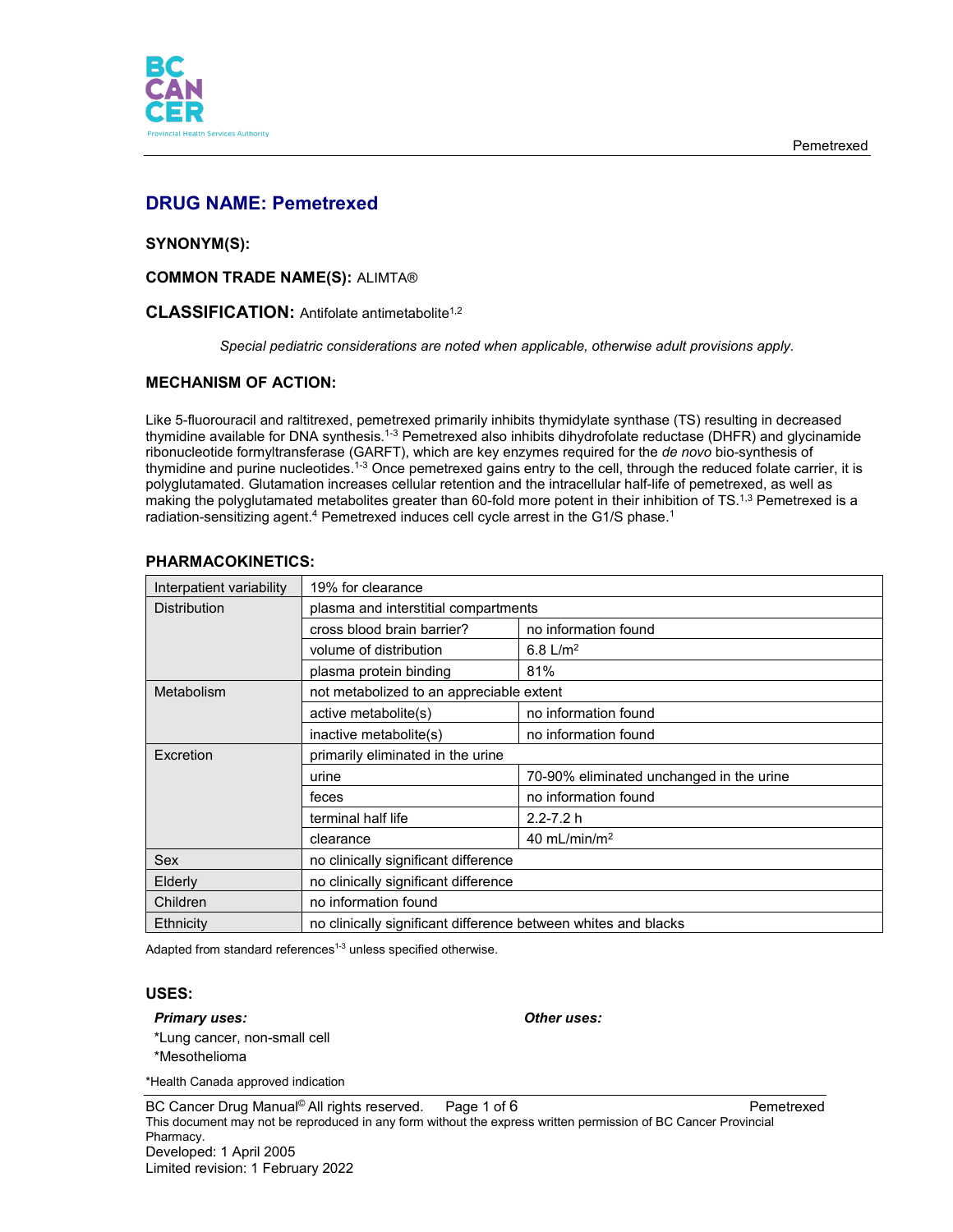# DRUG NAME: Pemetrexed

**SYNONYM(S):**

**COMMON TRADE NAME(S):** ALIMTA®

## CLASSIFICATION: Antifolate antimetabolite[1,2]

*Special pediatric considerations are noted when applicable, otherwise adult provisions apply.*

## MECHANISM OF ACTION:

Like 5-fluorouracil and raltitrexed, pemetrexed primarily inhibits thymidylate synthase (TS) resulting in decreased thymidine available for DNA synthesis.[1-3] Pemetrexed also inhibits dihydrofolate reductase (DHFR) and glycinamide ribonucleotide formyltransferase (GARFT), which are key enzymes required for the *de novo* bio-synthesis of thymidine and purine nucleotides.[1-3] Once pemetrexed gains entry to the cell, through the reduced folate carrier, it is polyglutamated. Glutamation increases cellular retention and the intracellular half-life of pemetrexed, as well as making the polyglutamated metabolites greater than 60-fold more potent in their inhibition of TS.[1,3] Pemetrexed is a radiation-sensitizing agent.[4] Pemetrexed induces cell cycle arrest in the G1/S phase.[1]

## PHARMACOKINETICS:

| | | |
|---|---|---|
| Interpatient variability | 19% for clearance | |
| Distribution | plasma and interstitial compartments | |
| | cross blood brain barrier? | no information found |
| | volume of distribution | 6.8 L/$m^2$ |
| | plasma protein binding | 81% |
| Metabolism | not metabolized to an appreciable extent | |
| | active metabolite(s) | no information found |
| | inactive metabolite(s) | no information found |
| Excretion | primarily eliminated in the urine | |
| | urine | 70-90% eliminated unchanged in the urine |
| | feces | no information found |
| | terminal half life | 2.2-7.2 h |
| | clearance | 40 mL/min/$m^2$ |
| Sex | no clinically significant difference | |
| Elderly | no clinically significant difference | |
| Children | no information found | |
| Ethnicity | no clinically significant difference between whites and blacks | |

Adapted from standard references[1-3] unless specified otherwise.

## USES:

***Primary uses:***

*Lung cancer, non-small cell
*Mesothelioma

***Other uses:***

*Health Canada approved indication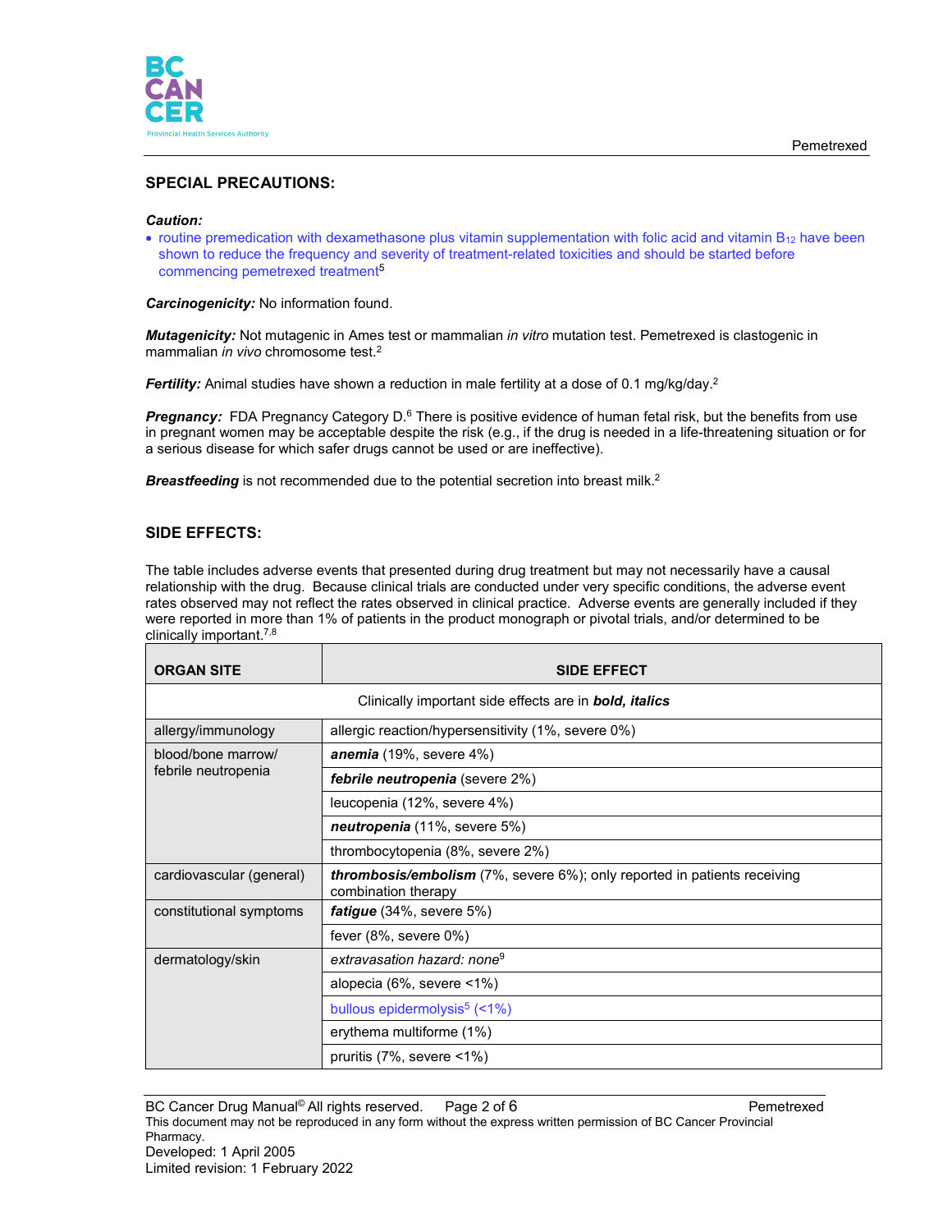## SPECIAL PRECAUTIONS:

***Caution:***

- routine premedication with dexamethasone plus vitamin supplementation with folic acid and vitamin $B_{12}$ have been shown to reduce the frequency and severity of treatment-related toxicities and should be started before commencing pemetrexed treatment[5]

***Carcinogenicity:*** No information found.

***Mutagenicity:*** Not mutagenic in Ames test or mammalian *in vitro* mutation test. Pemetrexed is clastogenic in mammalian *in vivo* chromosome test.[2]

***Fertility:*** Animal studies have shown a reduction in male fertility at a dose of 0.1 mg/kg/day.[2]

***Pregnancy:*** FDA Pregnancy Category D.[6] There is positive evidence of human fetal risk, but the benefits from use in pregnant women may be acceptable despite the risk (e.g., if the drug is needed in a life-threatening situation or for a serious disease for which safer drugs cannot be used or are ineffective).

***Breastfeeding*** is not recommended due to the potential secretion into breast milk.[2]

## SIDE EFFECTS:

The table includes adverse events that presented during drug treatment but may not necessarily have a causal relationship with the drug. Because clinical trials are conducted under very specific conditions, the adverse event rates observed may not reflect the rates observed in clinical practice. Adverse events are generally included if they were reported in more than 1% of patients in the product monograph or pivotal trials, and/or determined to be clinically important.[7,8]

| ORGAN SITE | SIDE EFFECT |
|---|---|
| | Clinically important side effects are in ***bold, italics*** |
| allergy/immunology | allergic reaction/hypersensitivity (1%, severe 0%) |
| blood/bone marrow/ febrile neutropenia | ***anemia*** (19%, severe 4%) |
| | ***febrile neutropenia*** (severe 2%) |
| | leucopenia (12%, severe 4%) |
| | ***neutropenia*** (11%, severe 5%) |
| | thrombocytopenia (8%, severe 2%) |
| cardiovascular (general) | ***thrombosis/embolism*** (7%, severe 6%); only reported in patients receiving combination therapy |
| constitutional symptoms | ***fatigue*** (34%, severe 5%) |
| | fever (8%, severe 0%) |
| dermatology/skin | *extravasation hazard: none*[9] |
| | alopecia (6%, severe <1%) |
| | bullous epidermolysis[5] (<1%) |
| | erythema multiforme (1%) |
| | pruritis (7%, severe <1%) |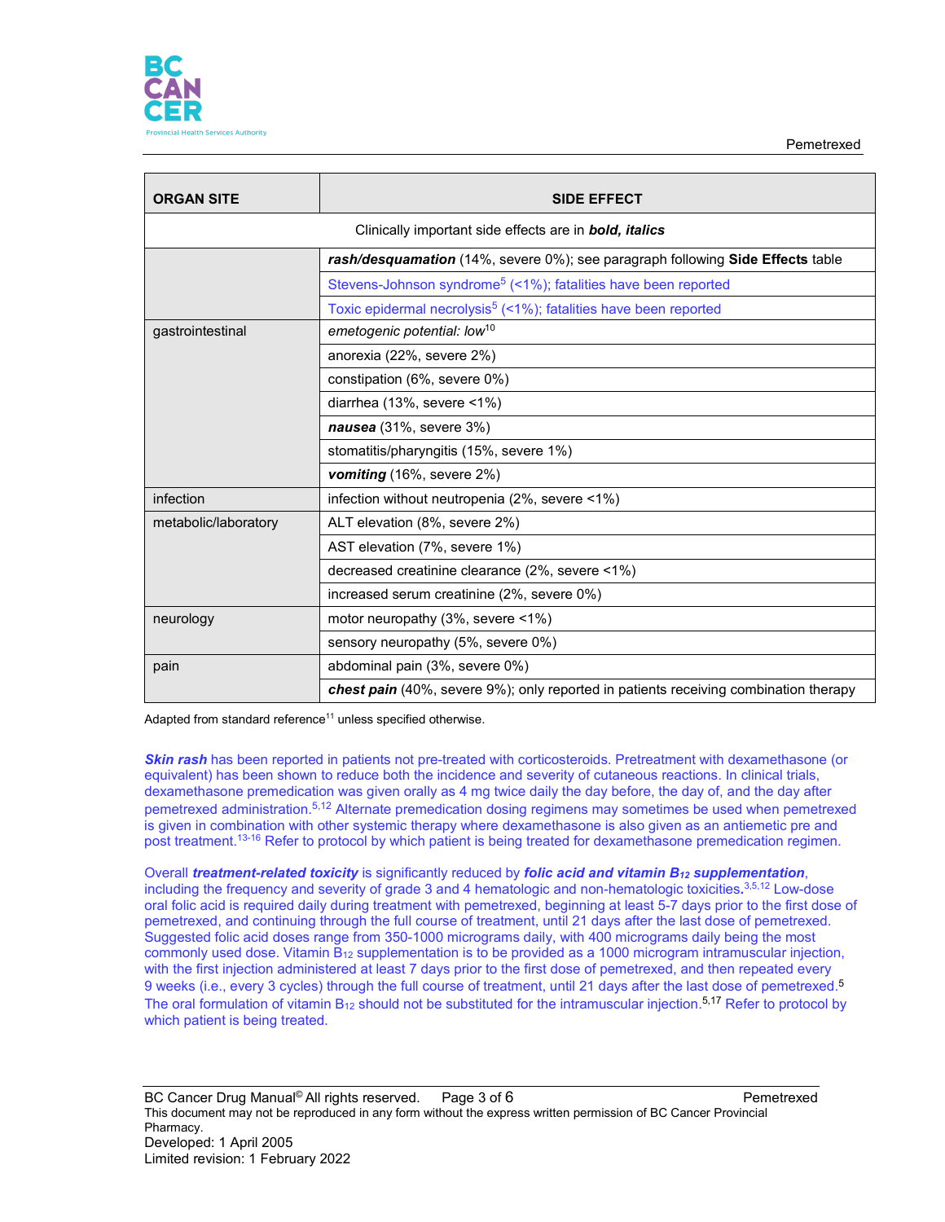| ORGAN SITE | SIDE EFFECT |
|---|---|
| Clinically important side effects are in ***bold, italics*** | |
| | ***rash/desquamation*** (14%, severe 0%); see paragraph following **Side Effects** table |
| | Stevens-Johnson syndrome[5] (<1%); fatalities have been reported |
| | Toxic epidermal necrolysis[5] (<1%); fatalities have been reported |
| gastrointestinal | *emetogenic potential: low*[10] |
| | anorexia (22%, severe 2%) |
| | constipation (6%, severe 0%) |
| | diarrhea (13%, severe <1%) |
| | ***nausea*** (31%, severe 3%) |
| | stomatitis/pharyngitis (15%, severe 1%) |
| | ***vomiting*** (16%, severe 2%) |
| infection | infection without neutropenia (2%, severe <1%) |
| metabolic/laboratory | ALT elevation (8%, severe 2%) |
| | AST elevation (7%, severe 1%) |
| | decreased creatinine clearance (2%, severe <1%) |
| | increased serum creatinine (2%, severe 0%) |
| neurology | motor neuropathy (3%, severe <1%) |
| | sensory neuropathy (5%, severe 0%) |
| pain | abdominal pain (3%, severe 0%) |
| | ***chest pain*** (40%, severe 9%); only reported in patients receiving combination therapy |

Adapted from standard reference[11] unless specified otherwise.

***Skin rash*** has been reported in patients not pre-treated with corticosteroids. Pretreatment with dexamethasone (or equivalent) has been shown to reduce both the incidence and severity of cutaneous reactions. In clinical trials, dexamethasone premedication was given orally as 4 mg twice daily the day before, the day of, and the day after pemetrexed administration.[5,12] Alternate premedication dosing regimens may sometimes be used when pemetrexed is given in combination with other systemic therapy where dexamethasone is also given as an antiemetic pre and post treatment.[13-16] Refer to protocol by which patient is being treated for dexamethasone premedication regimen.

Overall ***treatment-related toxicity*** is significantly reduced by ***folic acid and vitamin*** $B_{12}$ ***supplementation***, including the frequency and severity of grade 3 and 4 hematologic and non-hematologic toxicities.[3,5,12] Low-dose oral folic acid is required daily during treatment with pemetrexed, beginning at least 5-7 days prior to the first dose of pemetrexed, and continuing through the full course of treatment, until 21 days after the last dose of pemetrexed. Suggested folic acid doses range from 350-1000 micrograms daily, with 400 micrograms daily being the most commonly used dose. Vitamin $B_{12}$ supplementation is to be provided as a 1000 microgram intramuscular injection, with the first injection administered at least 7 days prior to the first dose of pemetrexed, and then repeated every 9 weeks (i.e., every 3 cycles) through the full course of treatment, until 21 days after the last dose of pemetrexed.[5] The oral formulation of vitamin $B_{12}$ should not be substituted for the intramuscular injection.[5,17] Refer to protocol by which patient is being treated.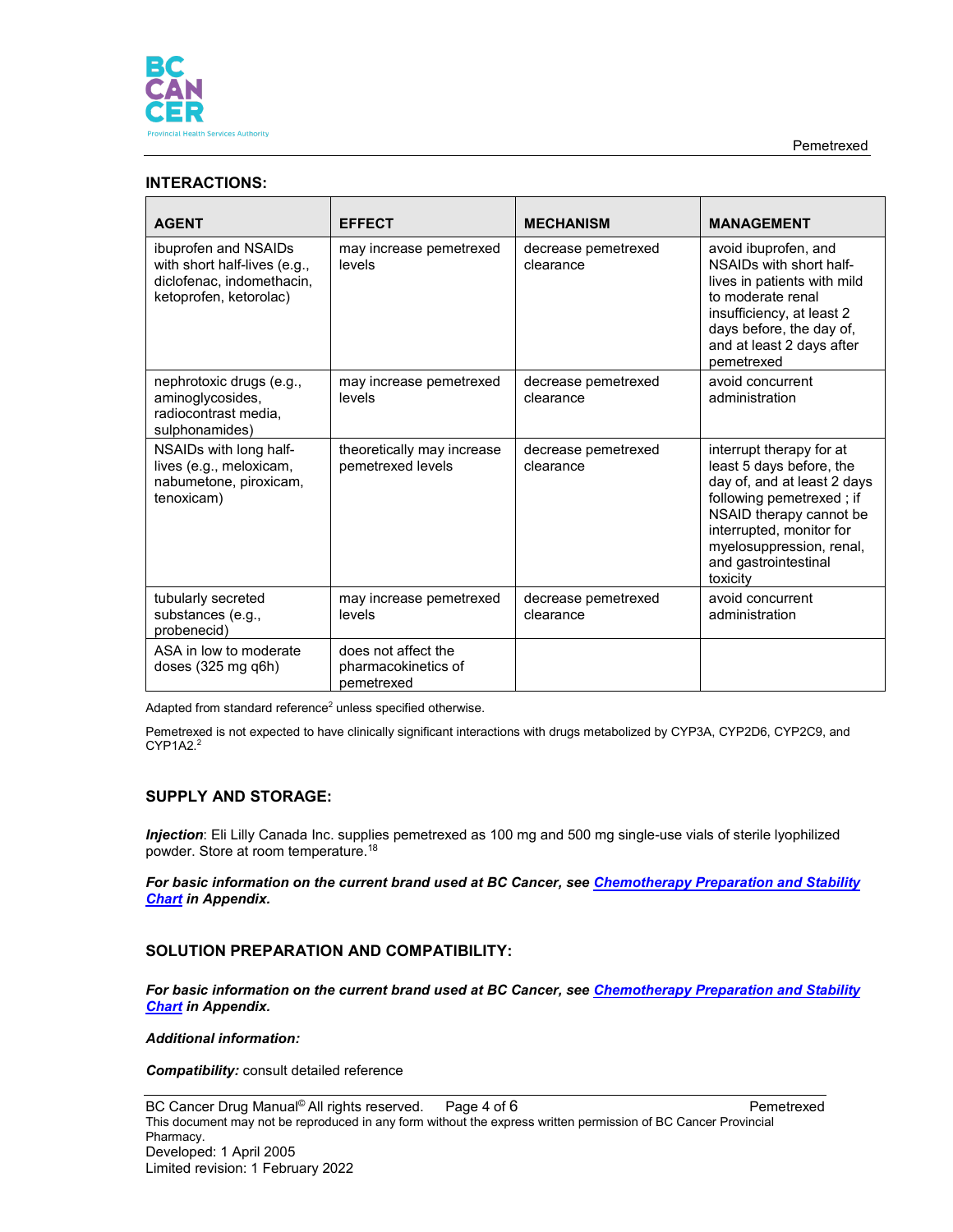## INTERACTIONS:

| AGENT | EFFECT | MECHANISM | MANAGEMENT |
|---|---|---|---|
| ibuprofen and NSAIDs with short half-lives (e.g., diclofenac, indomethacin, ketoprofen, ketorolac) | may increase pemetrexed levels | decrease pemetrexed clearance | avoid ibuprofen, and NSAIDs with short half-lives in patients with mild to moderate renal insufficiency, at least 2 days before, the day of, and at least 2 days after pemetrexed |
| nephrotoxic drugs (e.g., aminoglycosides, radiocontrast media, sulphonamides) | may increase pemetrexed levels | decrease pemetrexed clearance | avoid concurrent administration |
| NSAIDs with long half-lives (e.g., meloxicam, nabumetone, piroxicam, tenoxicam) | theoretically may increase pemetrexed levels | decrease pemetrexed clearance | interrupt therapy for at least 5 days before, the day of, and at least 2 days following pemetrexed ; if NSAID therapy cannot be interrupted, monitor for myelosuppression, renal, and gastrointestinal toxicity |
| tubularly secreted substances (e.g., probenecid) | may increase pemetrexed levels | decrease pemetrexed clearance | avoid concurrent administration |
| ASA in low to moderate doses (325 mg q6h) | does not affect the pharmacokinetics of pemetrexed | | |

Adapted from standard reference[2] unless specified otherwise.

Pemetrexed is not expected to have clinically significant interactions with drugs metabolized by CYP3A, CYP2D6, CYP2C9, and CYP1A2.[2]

## SUPPLY AND STORAGE:

***Injection***: Eli Lilly Canada Inc. supplies pemetrexed as 100 mg and 500 mg single-use vials of sterile lyophilized powder. Store at room temperature.[18]

***For basic information on the current brand used at BC Cancer, see Chemotherapy Preparation and Stability Chart in Appendix.***

## SOLUTION PREPARATION AND COMPATIBILITY:

***For basic information on the current brand used at BC Cancer, see Chemotherapy Preparation and Stability Chart in Appendix.***

***Additional information:***

***Compatibility:*** consult detailed reference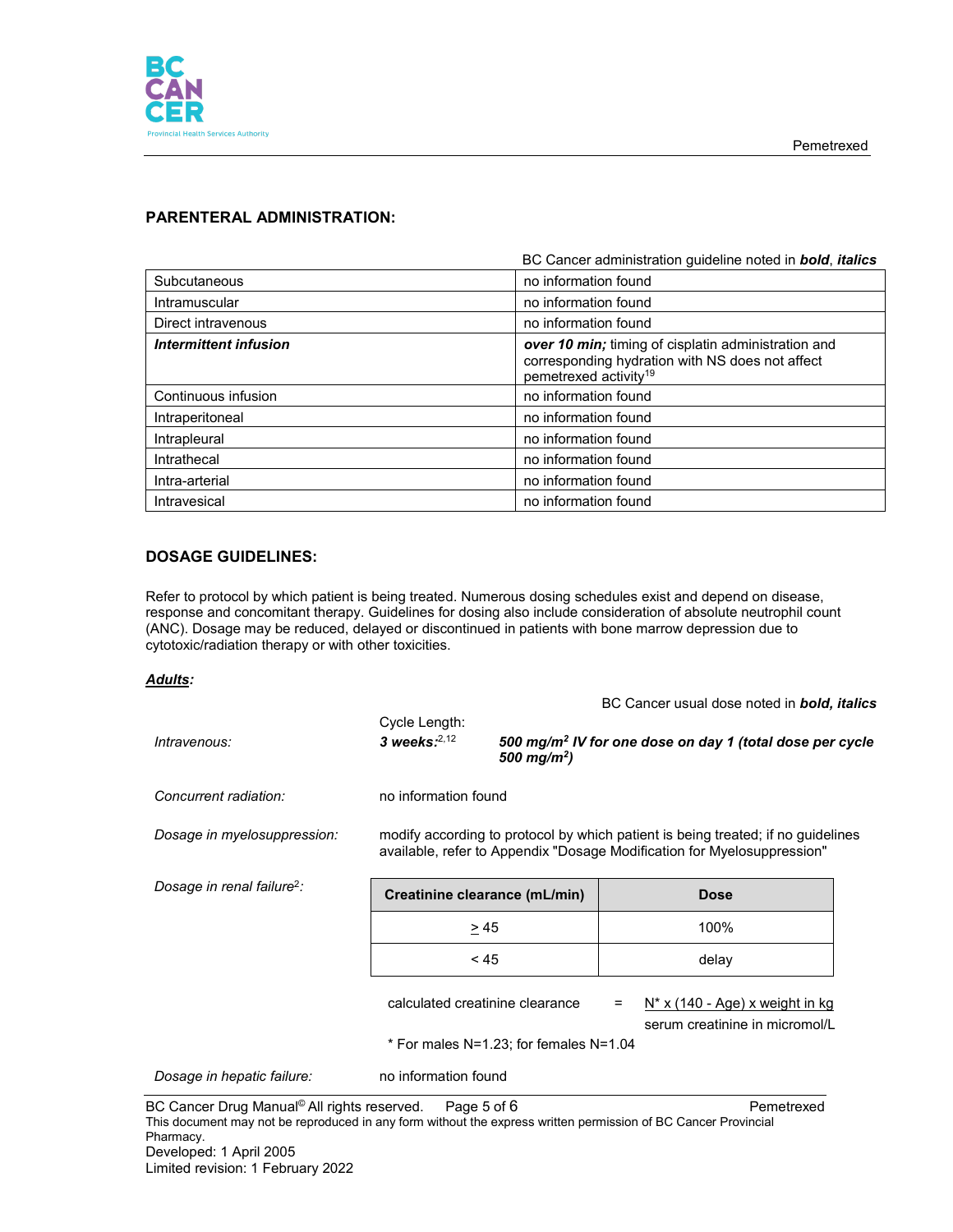## PARENTERAL ADMINISTRATION:

BC Cancer administration guideline noted in ***bold, italics***

| | |
|---|---|
| Subcutaneous | no information found |
| Intramuscular | no information found |
| Direct intravenous | no information found |
| ***Intermittent infusion*** | ***over 10 min;*** timing of cisplatin administration and corresponding hydration with NS does not affect pemetrexed activity[19] |
| Continuous infusion | no information found |
| Intraperitoneal | no information found |
| Intrapleural | no information found |
| Intrathecal | no information found |
| Intra-arterial | no information found |
| Intravesical | no information found |

## DOSAGE GUIDELINES:

Refer to protocol by which patient is being treated. Numerous dosing schedules exist and depend on disease, response and concomitant therapy. Guidelines for dosing also include consideration of absolute neutrophil count (ANC). Dosage may be reduced, delayed or discontinued in patients with bone marrow depression due to cytotoxic/radiation therapy or with other toxicities.

***<u>Adults</u>:***

BC Cancer usual dose noted in ***bold, italics***

*Intravenous:* Cycle Length: ***3 weeks:***[2,12] ***500 mg/m² IV for one dose on day 1 (total dose per cycle 500 mg/m²)***

*Concurrent radiation:* no information found

*Dosage in myelosuppression:* modify according to protocol by which patient is being treated; if no guidelines available, refer to Appendix "Dosage Modification for Myelosuppression"

*Dosage in renal failure*[2]*:*

| Creatinine clearance (mL/min) | Dose |
|---|---|
| ≥ 45 | 100% |
| < 45 | delay |

$$\text{calculated creatinine clearance} = \frac{N^* \times (140 - \text{Age}) \times \text{weight in kg}}{\text{serum creatinine in micromol/L}}$$

\* For males N=1.23; for females N=1.04

*Dosage in hepatic failure:* no information found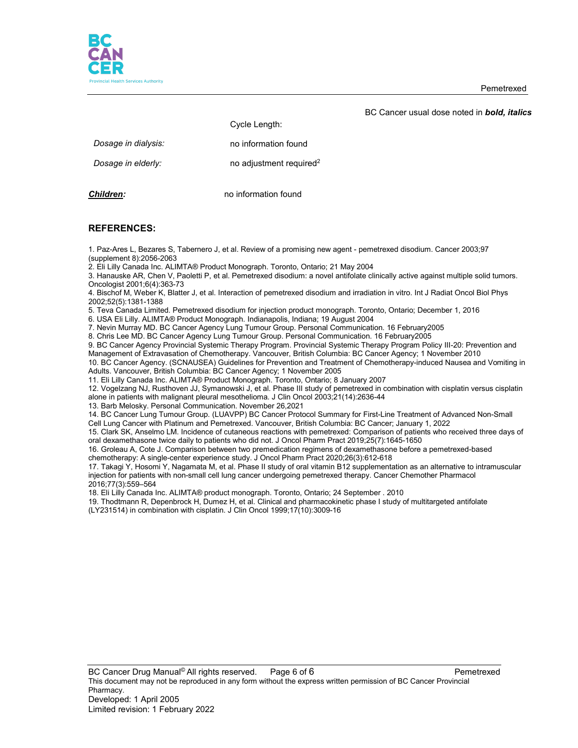BC Cancer usual dose noted in ***bold, italics***

| | |
|---|---|
| | Cycle Length: |
| *Dosage in dialysis:* | no information found |
| *Dosage in elderly:* | no adjustment required[2] |

***Children:*** no information found

## REFERENCES:

1. Paz-Ares L, Bezares S, Tabernero J, et al. Review of a promising new agent - pemetrexed disodium. Cancer 2003;97 (supplement 8):2056-2063
2. Eli Lilly Canada Inc. ALIMTA® Product Monograph. Toronto, Ontario; 21 May 2004
3. Hanauske AR, Chen V, Paoletti P, et al. Pemetrexed disodium: a novel antifolate clinically active against multiple solid tumors. Oncologist 2001;6(4):363-73
4. Bischof M, Weber K, Blatter J, et al. Interaction of pemetrexed disodium and irradiation in vitro. Int J Radiat Oncol Biol Phys 2002;52(5):1381-1388
5. Teva Canada Limited. Pemetrexed disodium for injection product monograph. Toronto, Ontario; December 1, 2016
6. USA Eli Lilly. ALIMTA® Product Monograph. Indianapolis, Indiana; 19 August 2004
7. Nevin Murray MD. BC Cancer Agency Lung Tumour Group. Personal Communication. 16 February2005
8. Chris Lee MD. BC Cancer Agency Lung Tumour Group. Personal Communication. 16 February2005
9. BC Cancer Agency Provincial Systemic Therapy Program. Provincial Systemic Therapy Program Policy III-20: Prevention and Management of Extravasation of Chemotherapy. Vancouver, British Columbia: BC Cancer Agency; 1 November 2010
10. BC Cancer Agency. (SCNAUSEA) Guidelines for Prevention and Treatment of Chemotherapy-induced Nausea and Vomiting in Adults. Vancouver, British Columbia: BC Cancer Agency; 1 November 2005
11. Eli Lilly Canada Inc. ALIMTA® Product Monograph. Toronto, Ontario; 8 January 2007
12. Vogelzang NJ, Rusthoven JJ, Symanowski J, et al. Phase III study of pemetrexed in combination with cisplatin versus cisplatin alone in patients with malignant pleural mesothelioma. J Clin Oncol 2003;21(14):2636-44
13. Barb Melosky. Personal Communication. November 26,2021
14. BC Cancer Lung Tumour Group. (LUAVPP) BC Cancer Protocol Summary for First-Line Treatment of Advanced Non-Small Cell Lung Cancer with Platinum and Pemetrexed. Vancouver, British Columbia: BC Cancer; January 1, 2022
15. Clark SK, Anselmo LM. Incidence of cutaneous reactions with pemetrexed: Comparison of patients who received three days of oral dexamethasone twice daily to patients who did not. J Oncol Pharm Pract 2019;25(7):1645-1650
16. Groleau A, Cote J. Comparison between two premedication regimens of dexamethasone before a pemetrexed-based chemotherapy: A single-center experience study. J Oncol Pharm Pract 2020;26(3):612-618
17. Takagi Y, Hosomi Y, Nagamata M, et al. Phase II study of oral vitamin B12 supplementation as an alternative to intramuscular injection for patients with non-small cell lung cancer undergoing pemetrexed therapy. Cancer Chemother Pharmacol 2016;77(3):559–564
18. Eli Lilly Canada Inc. ALIMTA® product monograph. Toronto, Ontario; 24 September . 2010
19. Thodtmann R, Depenbrock H, Dumez H, et al. Clinical and pharmacokinetic phase I study of multitargeted antifolate (LY231514) in combination with cisplatin. J Clin Oncol 1999;17(10):3009-16